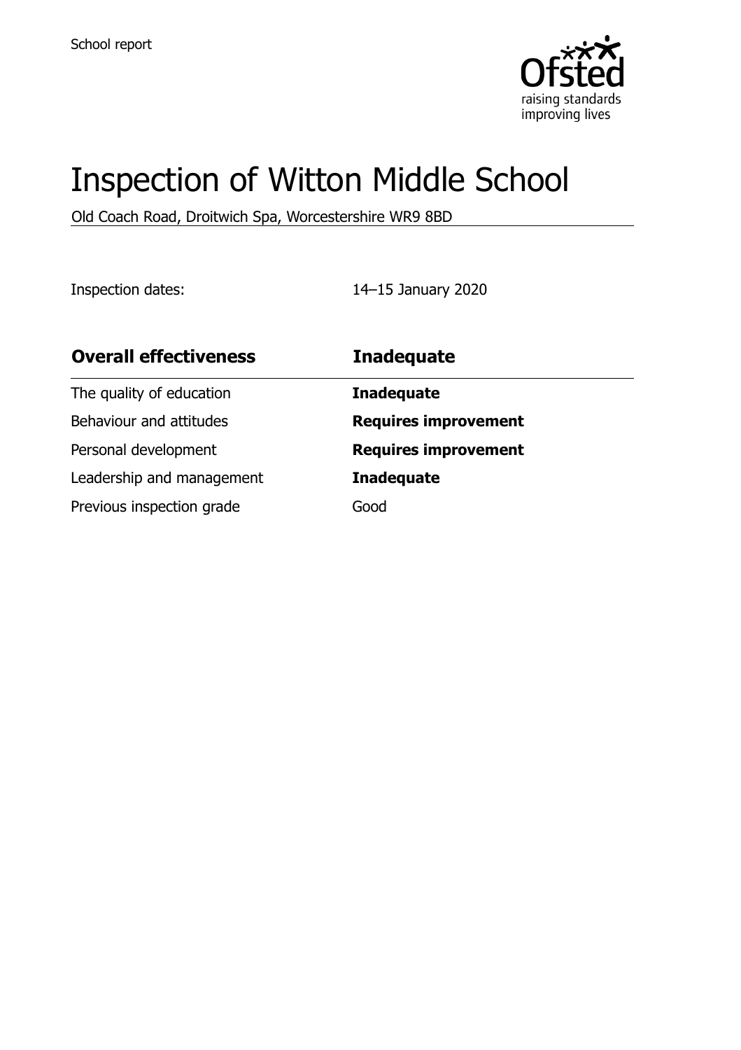School report

# Inspection of Witton Middle School

Old Coach Road, Droitwich Spa, Worcestershire WR9 8BD

Inspection dates: 14–15 January 2020

| | |
|---|---|
| **Overall effectiveness** | **Inadequate** |
| The quality of education | **Inadequate** |
| Behaviour and attitudes | **Requires improvement** |
| Personal development | **Requires improvement** |
| Leadership and management | **Inadequate** |
| Previous inspection grade | Good |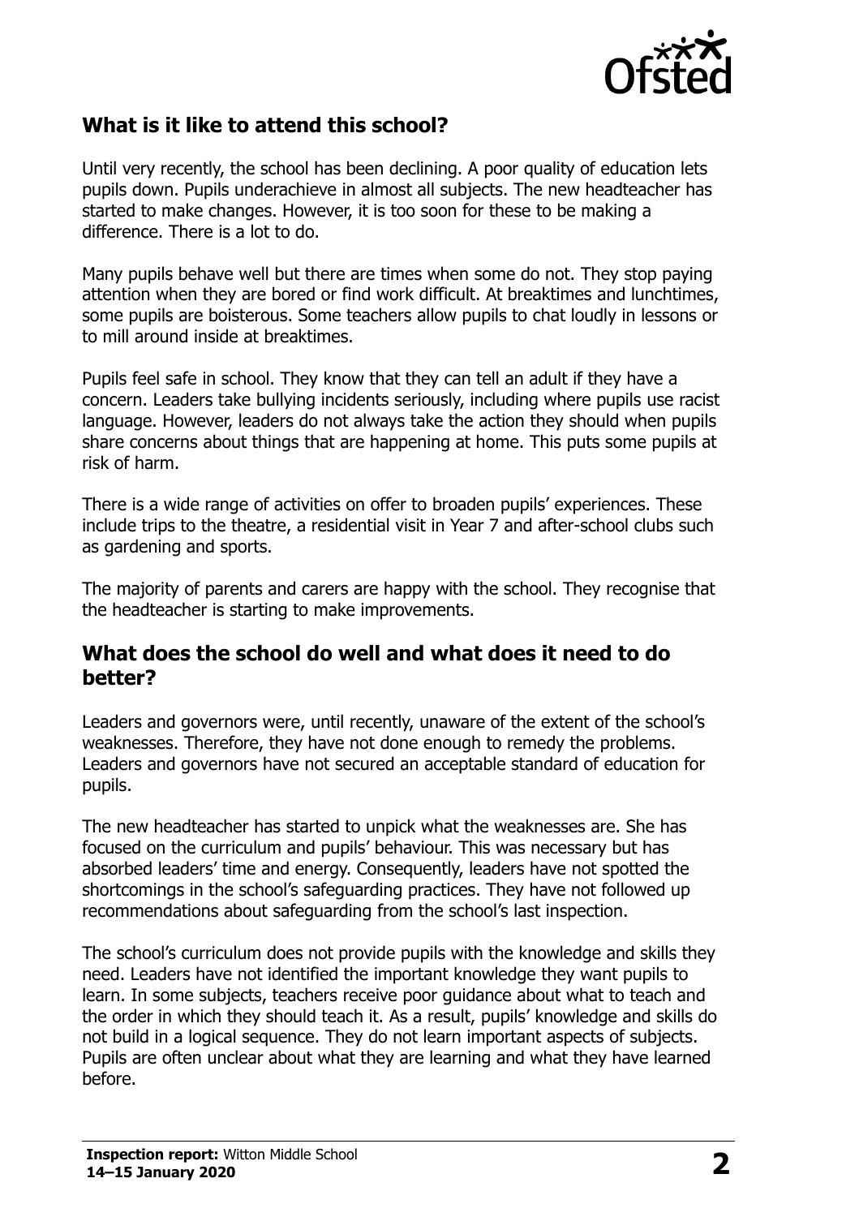## What is it like to attend this school?

Until very recently, the school has been declining. A poor quality of education lets pupils down. Pupils underachieve in almost all subjects. The new headteacher has started to make changes. However, it is too soon for these to be making a difference. There is a lot to do.

Many pupils behave well but there are times when some do not. They stop paying attention when they are bored or find work difficult. At breaktimes and lunchtimes, some pupils are boisterous. Some teachers allow pupils to chat loudly in lessons or to mill around inside at breaktimes.

Pupils feel safe in school. They know that they can tell an adult if they have a concern. Leaders take bullying incidents seriously, including where pupils use racist language. However, leaders do not always take the action they should when pupils share concerns about things that are happening at home. This puts some pupils at risk of harm.

There is a wide range of activities on offer to broaden pupils' experiences. These include trips to the theatre, a residential visit in Year 7 and after-school clubs such as gardening and sports.

The majority of parents and carers are happy with the school. They recognise that the headteacher is starting to make improvements.

## What does the school do well and what does it need to do better?

Leaders and governors were, until recently, unaware of the extent of the school's weaknesses. Therefore, they have not done enough to remedy the problems. Leaders and governors have not secured an acceptable standard of education for pupils.

The new headteacher has started to unpick what the weaknesses are. She has focused on the curriculum and pupils' behaviour. This was necessary but has absorbed leaders' time and energy. Consequently, leaders have not spotted the shortcomings in the school's safeguarding practices. They have not followed up recommendations about safeguarding from the school's last inspection.

The school's curriculum does not provide pupils with the knowledge and skills they need. Leaders have not identified the important knowledge they want pupils to learn. In some subjects, teachers receive poor guidance about what to teach and the order in which they should teach it. As a result, pupils' knowledge and skills do not build in a logical sequence. They do not learn important aspects of subjects. Pupils are often unclear about what they are learning and what they have learned before.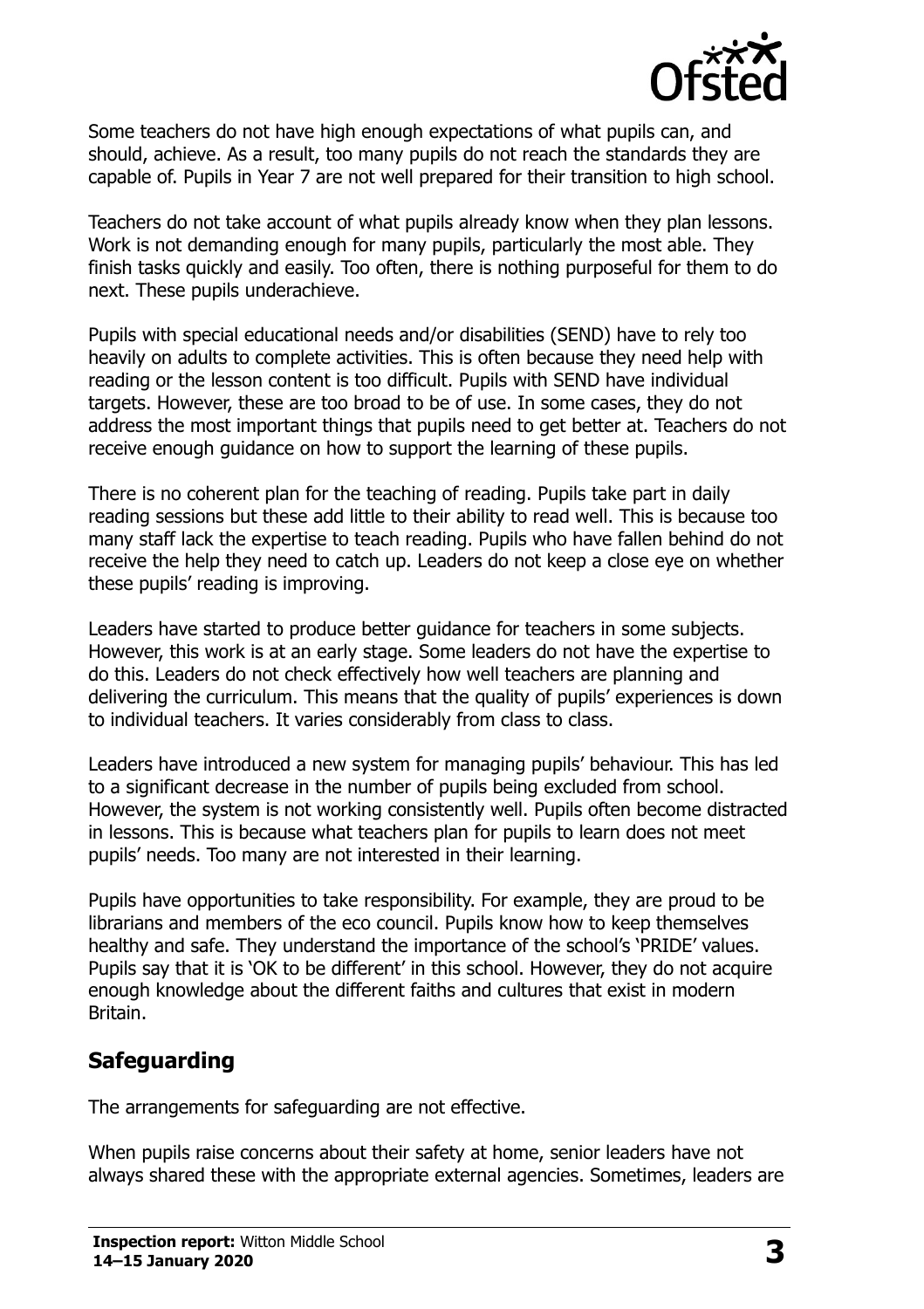Some teachers do not have high enough expectations of what pupils can, and should, achieve. As a result, too many pupils do not reach the standards they are capable of. Pupils in Year 7 are not well prepared for their transition to high school.

Teachers do not take account of what pupils already know when they plan lessons. Work is not demanding enough for many pupils, particularly the most able. They finish tasks quickly and easily. Too often, there is nothing purposeful for them to do next. These pupils underachieve.

Pupils with special educational needs and/or disabilities (SEND) have to rely too heavily on adults to complete activities. This is often because they need help with reading or the lesson content is too difficult. Pupils with SEND have individual targets. However, these are too broad to be of use. In some cases, they do not address the most important things that pupils need to get better at. Teachers do not receive enough guidance on how to support the learning of these pupils.

There is no coherent plan for the teaching of reading. Pupils take part in daily reading sessions but these add little to their ability to read well. This is because too many staff lack the expertise to teach reading. Pupils who have fallen behind do not receive the help they need to catch up. Leaders do not keep a close eye on whether these pupils' reading is improving.

Leaders have started to produce better guidance for teachers in some subjects. However, this work is at an early stage. Some leaders do not have the expertise to do this. Leaders do not check effectively how well teachers are planning and delivering the curriculum. This means that the quality of pupils' experiences is down to individual teachers. It varies considerably from class to class.

Leaders have introduced a new system for managing pupils' behaviour. This has led to a significant decrease in the number of pupils being excluded from school. However, the system is not working consistently well. Pupils often become distracted in lessons. This is because what teachers plan for pupils to learn does not meet pupils' needs. Too many are not interested in their learning.

Pupils have opportunities to take responsibility. For example, they are proud to be librarians and members of the eco council. Pupils know how to keep themselves healthy and safe. They understand the importance of the school's 'PRIDE' values. Pupils say that it is 'OK to be different' in this school. However, they do not acquire enough knowledge about the different faiths and cultures that exist in modern Britain.

## Safeguarding

The arrangements for safeguarding are not effective.

When pupils raise concerns about their safety at home, senior leaders have not always shared these with the appropriate external agencies. Sometimes, leaders are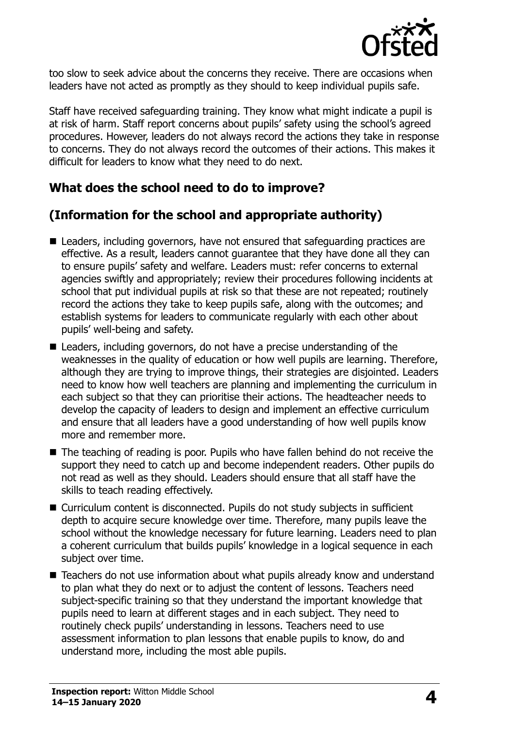too slow to seek advice about the concerns they receive. There are occasions when leaders have not acted as promptly as they should to keep individual pupils safe.

Staff have received safeguarding training. They know what might indicate a pupil is at risk of harm. Staff report concerns about pupils' safety using the school's agreed procedures. However, leaders do not always record the actions they take in response to concerns. They do not always record the outcomes of their actions. This makes it difficult for leaders to know what they need to do next.

## What does the school need to do to improve?

## (Information for the school and appropriate authority)

- Leaders, including governors, have not ensured that safeguarding practices are effective. As a result, leaders cannot guarantee that they have done all they can to ensure pupils' safety and welfare. Leaders must: refer concerns to external agencies swiftly and appropriately; review their procedures following incidents at school that put individual pupils at risk so that these are not repeated; routinely record the actions they take to keep pupils safe, along with the outcomes; and establish systems for leaders to communicate regularly with each other about pupils' well-being and safety.
- Leaders, including governors, do not have a precise understanding of the weaknesses in the quality of education or how well pupils are learning. Therefore, although they are trying to improve things, their strategies are disjointed. Leaders need to know how well teachers are planning and implementing the curriculum in each subject so that they can prioritise their actions. The headteacher needs to develop the capacity of leaders to design and implement an effective curriculum and ensure that all leaders have a good understanding of how well pupils know more and remember more.
- The teaching of reading is poor. Pupils who have fallen behind do not receive the support they need to catch up and become independent readers. Other pupils do not read as well as they should. Leaders should ensure that all staff have the skills to teach reading effectively.
- Curriculum content is disconnected. Pupils do not study subjects in sufficient depth to acquire secure knowledge over time. Therefore, many pupils leave the school without the knowledge necessary for future learning. Leaders need to plan a coherent curriculum that builds pupils' knowledge in a logical sequence in each subject over time.
- Teachers do not use information about what pupils already know and understand to plan what they do next or to adjust the content of lessons. Teachers need subject-specific training so that they understand the important knowledge that pupils need to learn at different stages and in each subject. They need to routinely check pupils' understanding in lessons. Teachers need to use assessment information to plan lessons that enable pupils to know, do and understand more, including the most able pupils.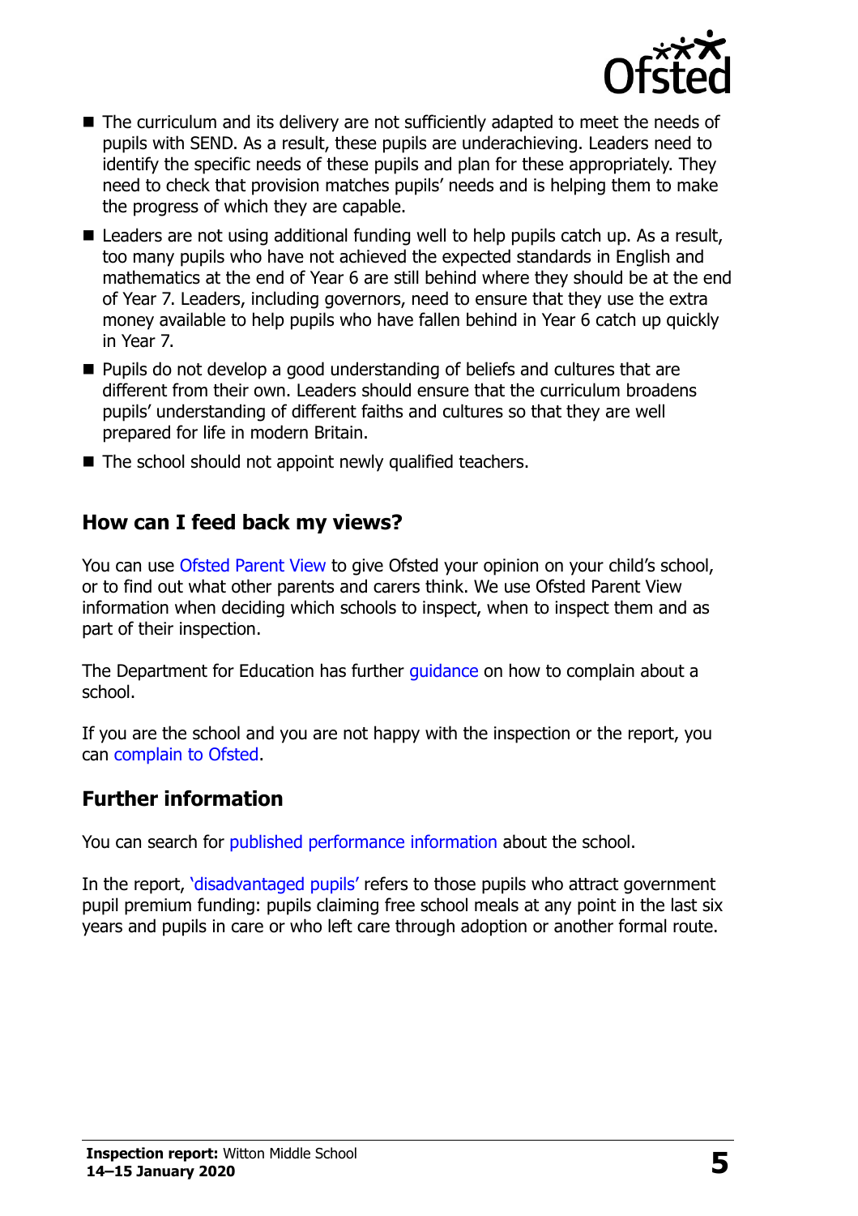- The curriculum and its delivery are not sufficiently adapted to meet the needs of pupils with SEND. As a result, these pupils are underachieving. Leaders need to identify the specific needs of these pupils and plan for these appropriately. They need to check that provision matches pupils' needs and is helping them to make the progress of which they are capable.
- Leaders are not using additional funding well to help pupils catch up. As a result, too many pupils who have not achieved the expected standards in English and mathematics at the end of Year 6 are still behind where they should be at the end of Year 7. Leaders, including governors, need to ensure that they use the extra money available to help pupils who have fallen behind in Year 6 catch up quickly in Year 7.
- Pupils do not develop a good understanding of beliefs and cultures that are different from their own. Leaders should ensure that the curriculum broadens pupils' understanding of different faiths and cultures so that they are well prepared for life in modern Britain.
- The school should not appoint newly qualified teachers.

## How can I feed back my views?

You can use Ofsted Parent View to give Ofsted your opinion on your child's school, or to find out what other parents and carers think. We use Ofsted Parent View information when deciding which schools to inspect, when to inspect them and as part of their inspection.

The Department for Education has further guidance on how to complain about a school.

If you are the school and you are not happy with the inspection or the report, you can complain to Ofsted.

## Further information

You can search for published performance information about the school.

In the report, 'disadvantaged pupils' refers to those pupils who attract government pupil premium funding: pupils claiming free school meals at any point in the last six years and pupils in care or who left care through adoption or another formal route.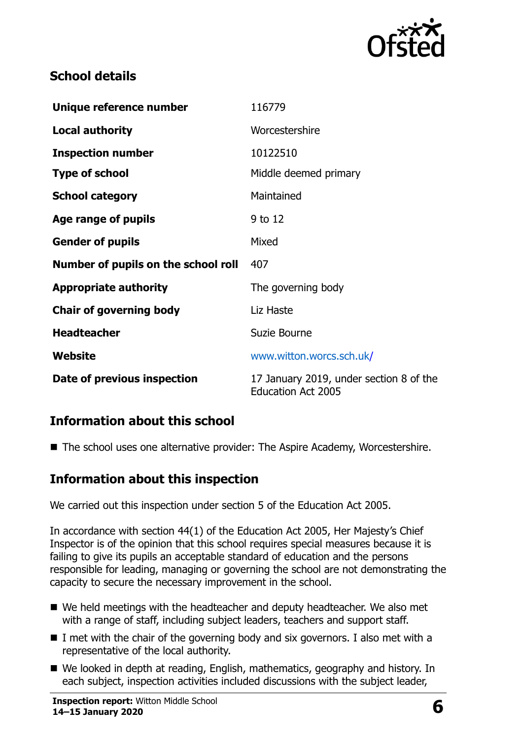## School details

| | |
|---|---|
| **Unique reference number** | 116779 |
| **Local authority** | Worcestershire |
| **Inspection number** | 10122510 |
| **Type of school** | Middle deemed primary |
| **School category** | Maintained |
| **Age range of pupils** | 9 to 12 |
| **Gender of pupils** | Mixed |
| **Number of pupils on the school roll** | 407 |
| **Appropriate authority** | The governing body |
| **Chair of governing body** | Liz Haste |
| **Headteacher** | Suzie Bourne |
| **Website** | www.witton.worcs.sch.uk/ |
| **Date of previous inspection** | 17 January 2019, under section 8 of the Education Act 2005 |

## Information about this school

- The school uses one alternative provider: The Aspire Academy, Worcestershire.

## Information about this inspection

We carried out this inspection under section 5 of the Education Act 2005.

In accordance with section 44(1) of the Education Act 2005, Her Majesty's Chief Inspector is of the opinion that this school requires special measures because it is failing to give its pupils an acceptable standard of education and the persons responsible for leading, managing or governing the school are not demonstrating the capacity to secure the necessary improvement in the school.

- We held meetings with the headteacher and deputy headteacher. We also met with a range of staff, including subject leaders, teachers and support staff.
- I met with the chair of the governing body and six governors. I also met with a representative of the local authority.
- We looked in depth at reading, English, mathematics, geography and history. In each subject, inspection activities included discussions with the subject leader,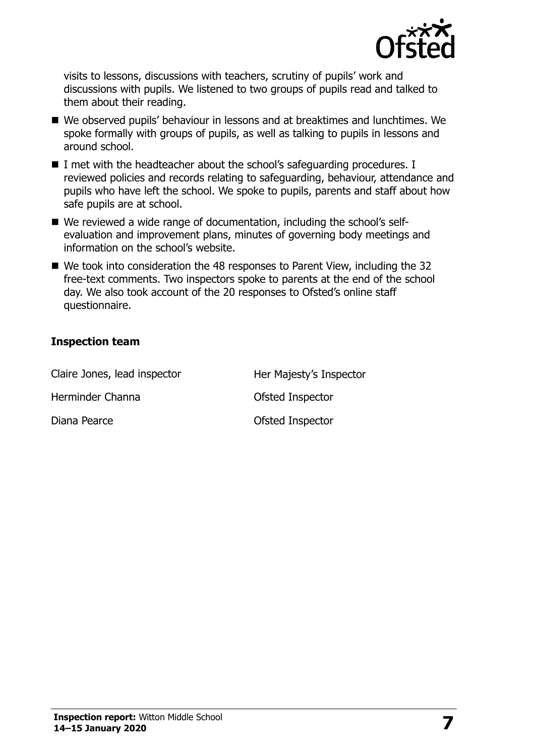visits to lessons, discussions with teachers, scrutiny of pupils' work and discussions with pupils. We listened to two groups of pupils read and talked to them about their reading.

- We observed pupils' behaviour in lessons and at breaktimes and lunchtimes. We spoke formally with groups of pupils, as well as talking to pupils in lessons and around school.
- I met with the headteacher about the school's safeguarding procedures. I reviewed policies and records relating to safeguarding, behaviour, attendance and pupils who have left the school. We spoke to pupils, parents and staff about how safe pupils are at school.
- We reviewed a wide range of documentation, including the school's self-evaluation and improvement plans, minutes of governing body meetings and information on the school's website.
- We took into consideration the 48 responses to Parent View, including the 32 free-text comments. Two inspectors spoke to parents at the end of the school day. We also took account of the 20 responses to Ofsted's online staff questionnaire.

### Inspection team

| | |
|---|---|
| Claire Jones, lead inspector | Her Majesty's Inspector |
| Herminder Channa | Ofsted Inspector |
| Diana Pearce | Ofsted Inspector |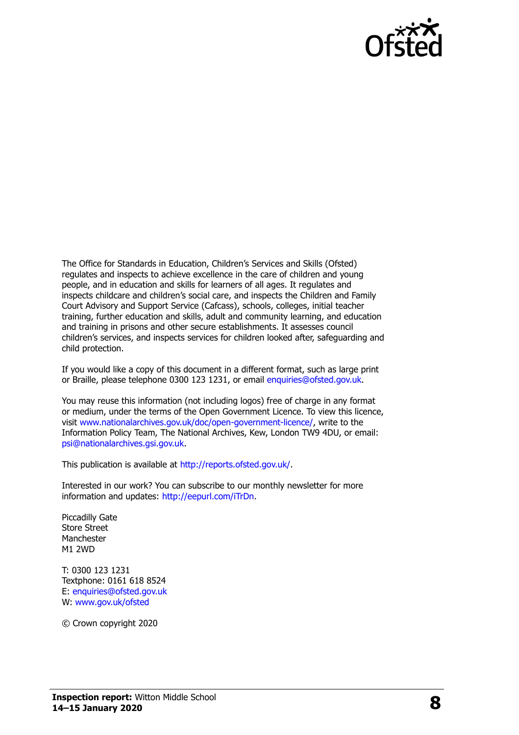The Office for Standards in Education, Children's Services and Skills (Ofsted) regulates and inspects to achieve excellence in the care of children and young people, and in education and skills for learners of all ages. It regulates and inspects childcare and children's social care, and inspects the Children and Family Court Advisory and Support Service (Cafcass), schools, colleges, initial teacher training, further education and skills, adult and community learning, and education and training in prisons and other secure establishments. It assesses council children's services, and inspects services for children looked after, safeguarding and child protection.

If you would like a copy of this document in a different format, such as large print or Braille, please telephone 0300 123 1231, or email enquiries@ofsted.gov.uk.

You may reuse this information (not including logos) free of charge in any format or medium, under the terms of the Open Government Licence. To view this licence, visit www.nationalarchives.gov.uk/doc/open-government-licence/, write to the Information Policy Team, The National Archives, Kew, London TW9 4DU, or email: psi@nationalarchives.gsi.gov.uk.

This publication is available at http://reports.ofsted.gov.uk/.

Interested in our work? You can subscribe to our monthly newsletter for more information and updates: http://eepurl.com/iTrDn.

Piccadilly Gate  
Store Street  
Manchester  
M1 2WD

T: 0300 123 1231  
Textphone: 0161 618 8524  
E: enquiries@ofsted.gov.uk  
W: www.gov.uk/ofsted

© Crown copyright 2020